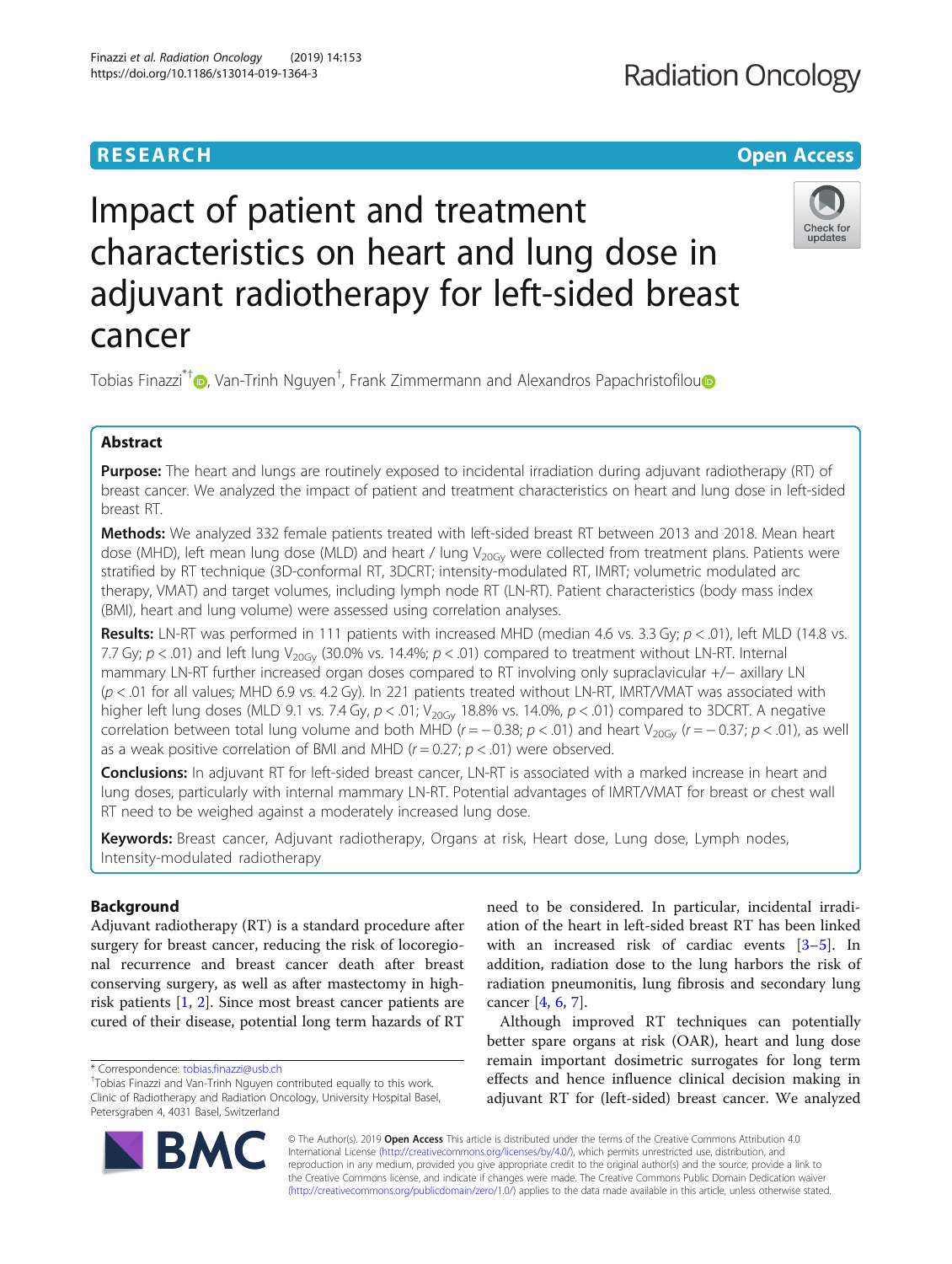RESEARCH

Open Access

# Impact of patient and treatment characteristics on heart and lung dose in adjuvant radiotherapy for left-sided breast cancer

Tobias Finazzi[*†], Van-Trinh Nguyen[†], Frank Zimmermann and Alexandros Papachristofilou

## Abstract

**Purpose:** The heart and lungs are routinely exposed to incidental irradiation during adjuvant radiotherapy (RT) of breast cancer. We analyzed the impact of patient and treatment characteristics on heart and lung dose in left-sided breast RT.

**Methods:** We analyzed 332 female patients treated with left-sided breast RT between 2013 and 2018. Mean heart dose (MHD), left mean lung dose (MLD) and heart / lung $V_{20Gy}$ were collected from treatment plans. Patients were stratified by RT technique (3D-conformal RT, 3DCRT; intensity-modulated RT, IMRT; volumetric modulated arc therapy, VMAT) and target volumes, including lymph node RT (LN-RT). Patient characteristics (body mass index (BMI), heart and lung volume) were assessed using correlation analyses.

**Results:** LN-RT was performed in 111 patients with increased MHD (median 4.6 vs. 3.3 Gy; $p < .01$), left MLD (14.8 vs. 7.7 Gy; $p < .01$) and left lung $V_{20Gy}$ (30.0% vs. 14.4%; $p < .01$) compared to treatment without LN-RT. Internal mammary LN-RT further increased organ doses compared to RT involving only supraclavicular +/− axillary LN ($p < .01$ for all values; MHD 6.9 vs. 4.2 Gy). In 221 patients treated without LN-RT, IMRT/VMAT was associated with higher left lung doses (MLD 9.1 vs. 7.4 Gy, $p < .01$; $V_{20Gy}$ 18.8% vs. 14.0%, $p < .01$) compared to 3DCRT. A negative correlation between total lung volume and both MHD ($r = -0.38$; $p < .01$) and heart $V_{20Gy}$ ($r = -0.37$; $p < .01$), as well as a weak positive correlation of BMI and MHD ($r = 0.27$; $p < .01$) were observed.

**Conclusions:** In adjuvant RT for left-sided breast cancer, LN-RT is associated with a marked increase in heart and lung doses, particularly with internal mammary LN-RT. Potential advantages of IMRT/VMAT for breast or chest wall RT need to be weighed against a moderately increased lung dose.

**Keywords:** Breast cancer, Adjuvant radiotherapy, Organs at risk, Heart dose, Lung dose, Lymph nodes, Intensity-modulated radiotherapy

## Background

Adjuvant radiotherapy (RT) is a standard procedure after surgery for breast cancer, reducing the risk of locoregional recurrence and breast cancer death after breast conserving surgery, as well as after mastectomy in high-risk patients [1, 2]. Since most breast cancer patients are cured of their disease, potential long term hazards of RT need to be considered. In particular, incidental irradiation of the heart in left-sided breast RT has been linked with an increased risk of cardiac events [3–5]. In addition, radiation dose to the lung harbors the risk of radiation pneumonitis, lung fibrosis and secondary lung cancer [4, 6, 7].

Although improved RT techniques can potentially better spare organs at risk (OAR), heart and lung dose remain important dosimetric surrogates for long term effects and hence influence clinical decision making in adjuvant RT for (left-sided) breast cancer. We analyzed

\* Correspondence: tobias.finazzi@usb.ch

†Tobias Finazzi and Van-Trinh Nguyen contributed equally to this work.

Clinic of Radiotherapy and Radiation Oncology, University Hospital Basel, Petersgraben 4, 4031 Basel, Switzerland

© The Author(s). 2019 **Open Access** This article is distributed under the terms of the Creative Commons Attribution 4.0 International License (http://creativecommons.org/licenses/by/4.0/), which permits unrestricted use, distribution, and reproduction in any medium, provided you give appropriate credit to the original author(s) and the source, provide a link to the Creative Commons license, and indicate if changes were made. The Creative Commons Public Domain Dedication waiver (http://creativecommons.org/publicdomain/zero/1.0/) applies to the data made available in this article, unless otherwise stated.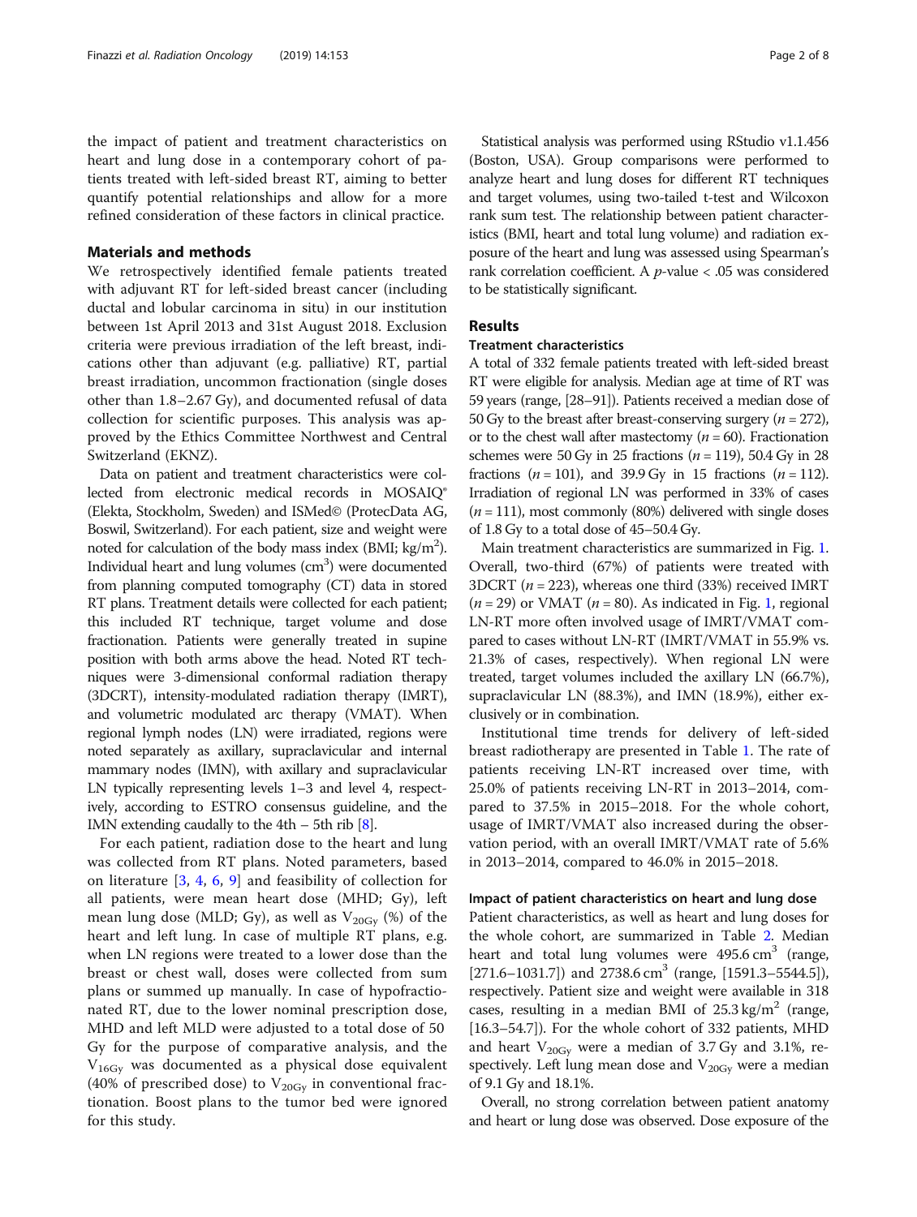the impact of patient and treatment characteristics on heart and lung dose in a contemporary cohort of patients treated with left-sided breast RT, aiming to better quantify potential relationships and allow for a more refined consideration of these factors in clinical practice.

## Materials and methods

We retrospectively identified female patients treated with adjuvant RT for left-sided breast cancer (including ductal and lobular carcinoma in situ) in our institution between 1st April 2013 and 31st August 2018. Exclusion criteria were previous irradiation of the left breast, indications other than adjuvant (e.g. palliative) RT, partial breast irradiation, uncommon fractionation (single doses other than 1.8–2.67 Gy), and documented refusal of data collection for scientific purposes. This analysis was approved by the Ethics Committee Northwest and Central Switzerland (EKNZ).

Data on patient and treatment characteristics were collected from electronic medical records in MOSAIQ® (Elekta, Stockholm, Sweden) and ISMed© (ProtecData AG, Boswil, Switzerland). For each patient, size and weight were noted for calculation of the body mass index (BMI; kg/m$^2$). Individual heart and lung volumes (cm$^3$) were documented from planning computed tomography (CT) data in stored RT plans. Treatment details were collected for each patient; this included RT technique, target volume and dose fractionation. Patients were generally treated in supine position with both arms above the head. Noted RT techniques were 3-dimensional conformal radiation therapy (3DCRT), intensity-modulated radiation therapy (IMRT), and volumetric modulated arc therapy (VMAT). When regional lymph nodes (LN) were irradiated, regions were noted separately as axillary, supraclavicular and internal mammary nodes (IMN), with axillary and supraclavicular LN typically representing levels 1–3 and level 4, respectively, according to ESTRO consensus guideline, and the IMN extending caudally to the 4th – 5th rib [8].

For each patient, radiation dose to the heart and lung was collected from RT plans. Noted parameters, based on literature [3, 4, 6, 9] and feasibility of collection for all patients, were mean heart dose (MHD; Gy), left mean lung dose (MLD; Gy), as well as $V_{20Gy}$ (%) of the heart and left lung. In case of multiple RT plans, e.g. when LN regions were treated to a lower dose than the breast or chest wall, doses were collected from sum plans or summed up manually. In case of hypofractionated RT, due to the lower nominal prescription dose, MHD and left MLD were adjusted to a total dose of 50 Gy for the purpose of comparative analysis, and the $V_{16Gy}$ was documented as a physical dose equivalent (40% of prescribed dose) to $V_{20Gy}$ in conventional fractionation. Boost plans to the tumor bed were ignored for this study.

Statistical analysis was performed using RStudio v1.1.456 (Boston, USA). Group comparisons were performed to analyze heart and lung doses for different RT techniques and target volumes, using two-tailed t-test and Wilcoxon rank sum test. The relationship between patient characteristics (BMI, heart and total lung volume) and radiation exposure of the heart and lung was assessed using Spearman's rank correlation coefficient. A $p$-value < .05 was considered to be statistically significant.

## Results

### Treatment characteristics

A total of 332 female patients treated with left-sided breast RT were eligible for analysis. Median age at time of RT was 59 years (range, [28–91]). Patients received a median dose of 50 Gy to the breast after breast-conserving surgery ($n$ = 272), or to the chest wall after mastectomy ($n$ = 60). Fractionation schemes were 50 Gy in 25 fractions ($n$ = 119), 50.4 Gy in 28 fractions ($n$ = 101), and 39.9 Gy in 15 fractions ($n$ = 112). Irradiation of regional LN was performed in 33% of cases ($n$ = 111), most commonly (80%) delivered with single doses of 1.8 Gy to a total dose of 45–50.4 Gy.

Main treatment characteristics are summarized in Fig. 1. Overall, two-third (67%) of patients were treated with 3DCRT ($n$ = 223), whereas one third (33%) received IMRT ($n$ = 29) or VMAT ($n$ = 80). As indicated in Fig. 1, regional LN-RT more often involved usage of IMRT/VMAT compared to cases without LN-RT (IMRT/VMAT in 55.9% vs. 21.3% of cases, respectively). When regional LN were treated, target volumes included the axillary LN (66.7%), supraclavicular LN (88.3%), and IMN (18.9%), either exclusively or in combination.

Institutional time trends for delivery of left-sided breast radiotherapy are presented in Table 1. The rate of patients receiving LN-RT increased over time, with 25.0% of patients receiving LN-RT in 2013–2014, compared to 37.5% in 2015–2018. For the whole cohort, usage of IMRT/VMAT also increased during the observation period, with an overall IMRT/VMAT rate of 5.6% in 2013–2014, compared to 46.0% in 2015–2018.

### Impact of patient characteristics on heart and lung dose

Patient characteristics, as well as heart and lung doses for the whole cohort, are summarized in Table 2. Median heart and total lung volumes were 495.6 cm$^3$ (range, [271.6–1031.7]) and 2738.6 cm$^3$ (range, [1591.3–5544.5]), respectively. Patient size and weight were available in 318 cases, resulting in a median BMI of 25.3 kg/m$^2$ (range, [16.3–54.7]). For the whole cohort of 332 patients, MHD and heart $V_{20Gy}$ were a median of 3.7 Gy and 3.1%, respectively. Left lung mean dose and $V_{20Gy}$ were a median of 9.1 Gy and 18.1%.

Overall, no strong correlation between patient anatomy and heart or lung dose was observed. Dose exposure of the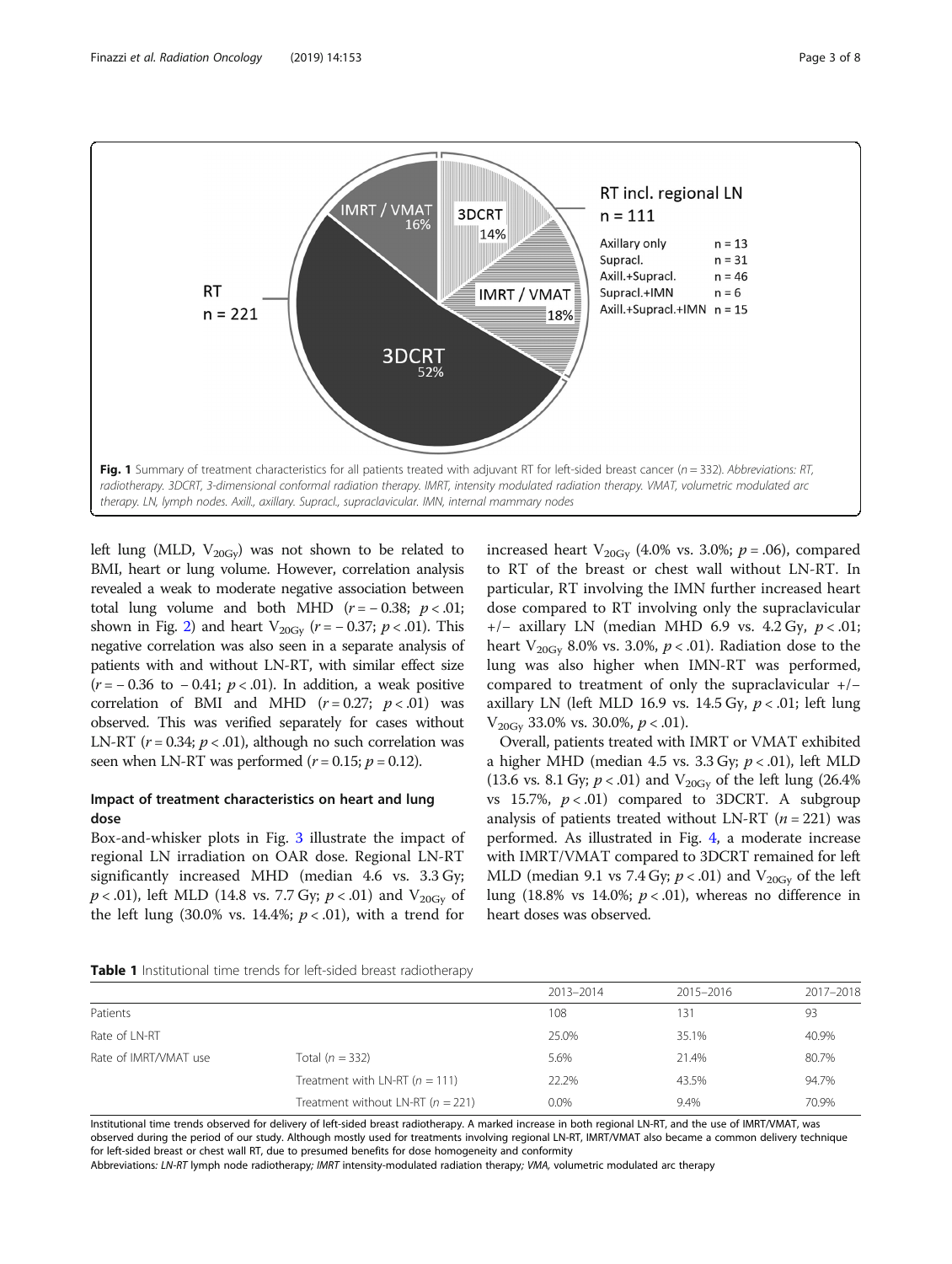RT
n = 221

IMRT / VMAT 16%

3DCRT 52%

3DCRT 14%

IMRT / VMAT 18%

RT incl. regional LN
n = 111

| | |
|---|---|
| Axillary only | n = 13 |
| Supracl. | n = 31 |
| Axill.+Supracl. | n = 46 |
| Supracl.+IMN | n = 6 |
| Axill.+Supracl.+IMN | n = 15 |

**Fig. 1** Summary of treatment characteristics for all patients treated with adjuvant RT for left-sided breast cancer (*n* = 332). *Abbreviations: RT, radiotherapy. 3DCRT, 3-dimensional conformal radiation therapy. IMRT, intensity modulated radiation therapy. VMAT, volumetric modulated arc therapy. LN, lymph nodes. Axill., axillary. Supracl., supraclavicular. IMN, internal mammary nodes*

left lung (MLD, $V_{20Gy}$) was not shown to be related to BMI, heart or lung volume. However, correlation analysis revealed a weak to moderate negative association between total lung volume and both MHD ($r = -0.38$; $p < .01$; shown in Fig. 2) and heart $V_{20Gy}$ ($r = -0.37$; $p < .01$). This negative correlation was also seen in a separate analysis of patients with and without LN-RT, with similar effect size ($r = -0.36$ to $-0.41$; $p < .01$). In addition, a weak positive correlation of BMI and MHD ($r = 0.27$; $p < .01$) was observed. This was verified separately for cases without LN-RT ($r = 0.34$; $p < .01$), although no such correlation was seen when LN-RT was performed ($r = 0.15$; $p = 0.12$).

### Impact of treatment characteristics on heart and lung dose

Box-and-whisker plots in Fig. 3 illustrate the impact of regional LN irradiation on OAR dose. Regional LN-RT significantly increased MHD (median 4.6 vs. 3.3 Gy; $p < .01$), left MLD (14.8 vs. 7.7 Gy; $p < .01$) and $V_{20Gy}$ of the left lung (30.0% vs. 14.4%; $p < .01$), with a trend for increased heart $V_{20Gy}$ (4.0% vs. 3.0%; $p = .06$), compared to RT of the breast or chest wall without LN-RT. In particular, RT involving the IMN further increased heart dose compared to RT involving only the supraclavicular +/− axillary LN (median MHD 6.9 vs. 4.2 Gy, $p < .01$; heart $V_{20Gy}$ 8.0% vs. 3.0%, $p < .01$). Radiation dose to the lung was also higher when IMN-RT was performed, compared to treatment of only the supraclavicular +/− axillary LN (left MLD 16.9 vs. 14.5 Gy, $p < .01$; left lung $V_{20Gy}$ 33.0% vs. 30.0%, $p < .01$).

Overall, patients treated with IMRT or VMAT exhibited a higher MHD (median 4.5 vs. 3.3 Gy; $p < .01$), left MLD (13.6 vs. 8.1 Gy; $p < .01$) and $V_{20Gy}$ of the left lung (26.4% vs 15.7%, $p < .01$) compared to 3DCRT. A subgroup analysis of patients treated without LN-RT ($n = 221$) was performed. As illustrated in Fig. 4, a moderate increase with IMRT/VMAT compared to 3DCRT remained for left MLD (median 9.1 vs 7.4 Gy; $p < .01$) and $V_{20Gy}$ of the left lung (18.8% vs 14.0%; $p < .01$), whereas no difference in heart doses was observed.

**Table 1** Institutional time trends for left-sided breast radiotherapy

| | | 2013–2014 | 2015–2016 | 2017–2018 |
|---|---|---|---|---|
| Patients | | 108 | 131 | 93 |
| Rate of LN-RT | | 25.0% | 35.1% | 40.9% |
| Rate of IMRT/VMAT use | Total ($n = 332$) | 5.6% | 21.4% | 80.7% |
| | Treatment with LN-RT ($n = 111$) | 22.2% | 43.5% | 94.7% |
| | Treatment without LN-RT ($n = 221$) | 0.0% | 9.4% | 70.9% |

Institutional time trends observed for delivery of left-sided breast radiotherapy. A marked increase in both regional LN-RT, and the use of IMRT/VMAT, was observed during the period of our study. Although mostly used for treatments involving regional LN-RT, IMRT/VMAT also became a common delivery technique for left-sided breast or chest wall RT, due to presumed benefits for dose homogeneity and conformity

Abbreviations: *LN-RT* lymph node radiotherapy; *IMRT* intensity-modulated radiation therapy; *VMA*, volumetric modulated arc therapy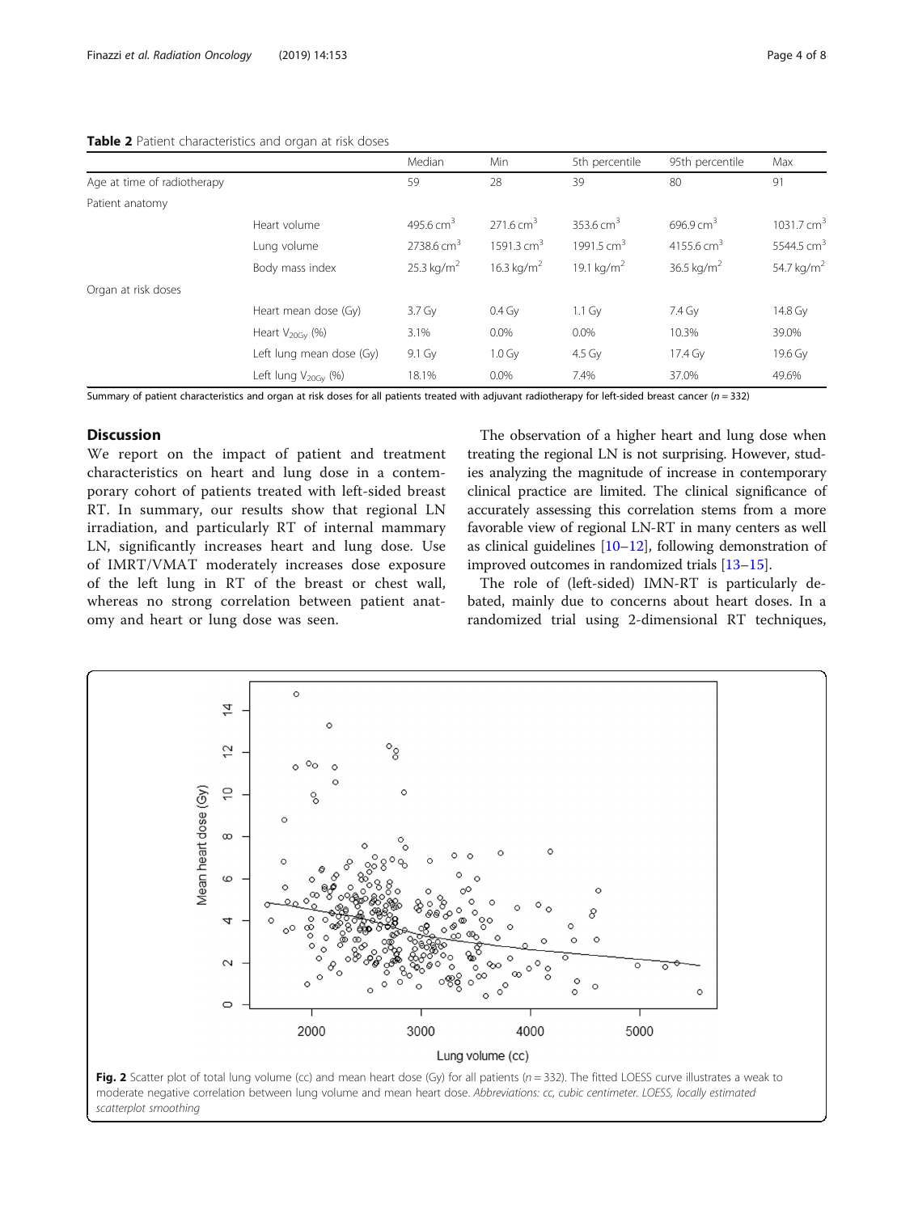**Table 2** Patient characteristics and organ at risk doses

| | | Median | Min | 5th percentile | 95th percentile | Max |
|---|---|---|---|---|---|---|
| Age at time of radiotherapy | | 59 | 28 | 39 | 80 | 91 |
| Patient anatomy | | | | | | |
| | Heart volume | 495.6 $cm^3$ | 271.6 $cm^3$ | 353.6 $cm^3$ | 696.9 $cm^3$ | 1031.7 $cm^3$ |
| | Lung volume | 2738.6 $cm^3$ | 1591.3 $cm^3$ | 1991.5 $cm^3$ | 4155.6 $cm^3$ | 5544.5 $cm^3$ |
| | Body mass index | 25.3 $kg/m^2$ | 16.3 $kg/m^2$ | 19.1 $kg/m^2$ | 36.5 $kg/m^2$ | 54.7 $kg/m^2$ |
| Organ at risk doses | | | | | | |
| | Heart mean dose (Gy) | 3.7 Gy | 0.4 Gy | 1.1 Gy | 7.4 Gy | 14.8 Gy |
| | Heart $V_{20Gy}$ (%) | 3.1% | 0.0% | 0.0% | 10.3% | 39.0% |
| | Left lung mean dose (Gy) | 9.1 Gy | 1.0 Gy | 4.5 Gy | 17.4 Gy | 19.6 Gy |
| | Left lung $V_{20Gy}$ (%) | 18.1% | 0.0% | 7.4% | 37.0% | 49.6% |

Summary of patient characteristics and organ at risk doses for all patients treated with adjuvant radiotherapy for left-sided breast cancer ($n = 332$)

## Discussion

We report on the impact of patient and treatment characteristics on heart and lung dose in a contemporary cohort of patients treated with left-sided breast RT. In summary, our results show that regional LN irradiation, and particularly RT of internal mammary LN, significantly increases heart and lung dose. Use of IMRT/VMAT moderately increases dose exposure of the left lung in RT of the breast or chest wall, whereas no strong correlation between patient anatomy and heart or lung dose was seen.

The observation of a higher heart and lung dose when treating the regional LN is not surprising. However, studies analyzing the magnitude of increase in contemporary clinical practice are limited. The clinical significance of accurately assessing this correlation stems from a more favorable view of regional LN-RT in many centers as well as clinical guidelines [10–12], following demonstration of improved outcomes in randomized trials [13–15].

The role of (left-sided) IMN-RT is particularly debated, mainly due to concerns about heart doses. In a randomized trial using 2-dimensional RT techniques,

**Fig. 2** Scatter plot of total lung volume (cc) and mean heart dose (Gy) for all patients ($n = 332$). The fitted LOESS curve illustrates a weak to moderate negative correlation between lung volume and mean heart dose. *Abbreviations: cc, cubic centimeter. LOESS, locally estimated scatterplot smoothing*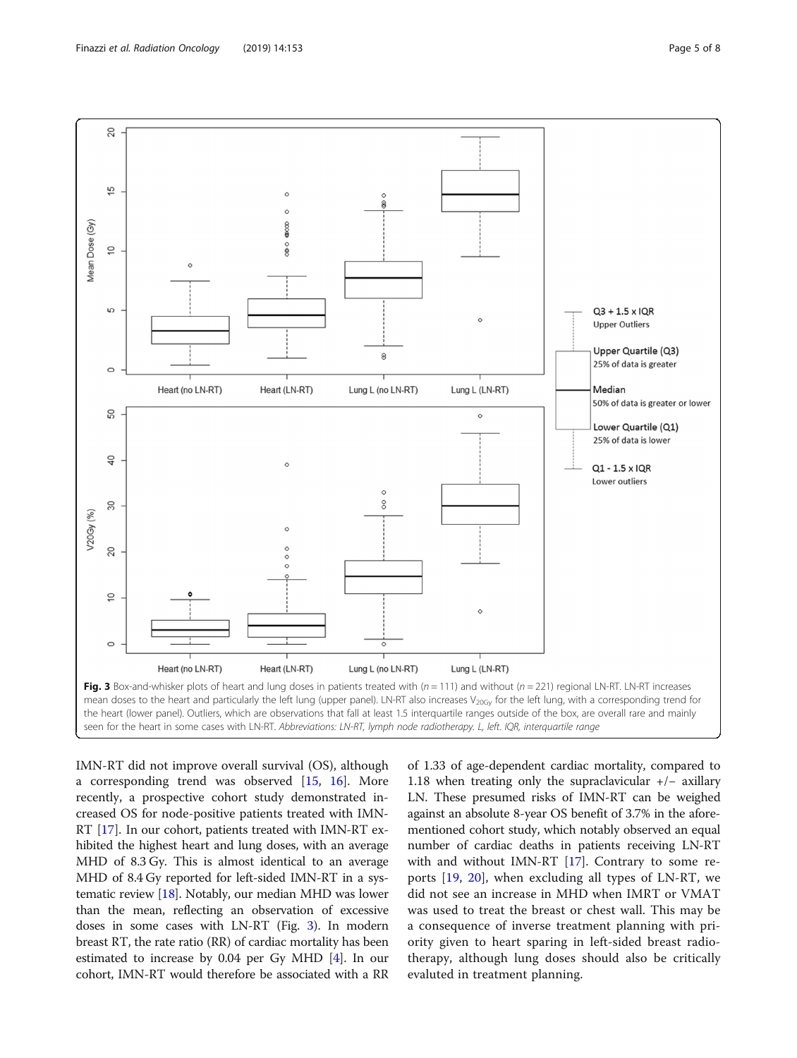Fig. 3 Box-and-whisker plots of heart and lung doses in patients treated with ($n = 111$) and without ($n = 221$) regional LN-RT. LN-RT increases mean doses to the heart and particularly the left lung (upper panel). LN-RT also increases $V_{20Gy}$ for the left lung, with a corresponding trend for the heart (lower panel). Outliers, which are observations that fall at least 1.5 interquartile ranges outside of the box, are overall rare and mainly seen for the heart in some cases with LN-RT. *Abbreviations: LN-RT, lymph node radiotherapy. L, left. IQR, interquartile range*

IMN-RT did not improve overall survival (OS), although a corresponding trend was observed [15, 16]. More recently, a prospective cohort study demonstrated increased OS for node-positive patients treated with IMN-RT [17]. In our cohort, patients treated with IMN-RT exhibited the highest heart and lung doses, with an average MHD of 8.3 Gy. This is almost identical to an average MHD of 8.4 Gy reported for left-sided IMN-RT in a systematic review [18]. Notably, our median MHD was lower than the mean, reflecting an observation of excessive doses in some cases with LN-RT (Fig. 3). In modern breast RT, the rate ratio (RR) of cardiac mortality has been estimated to increase by 0.04 per Gy MHD [4]. In our cohort, IMN-RT would therefore be associated with a RR of 1.33 of age-dependent cardiac mortality, compared to 1.18 when treating only the supraclavicular +/− axillary LN. These presumed risks of IMN-RT can be weighed against an absolute 8-year OS benefit of 3.7% in the aforementioned cohort study, which notably observed an equal number of cardiac deaths in patients receiving LN-RT with and without IMN-RT [17]. Contrary to some reports [19, 20], when excluding all types of LN-RT, we did not see an increase in MHD when IMRT or VMAT was used to treat the breast or chest wall. This may be a consequence of inverse treatment planning with priority given to heart sparing in left-sided breast radiotherapy, although lung doses should also be critically evaluted in treatment planning.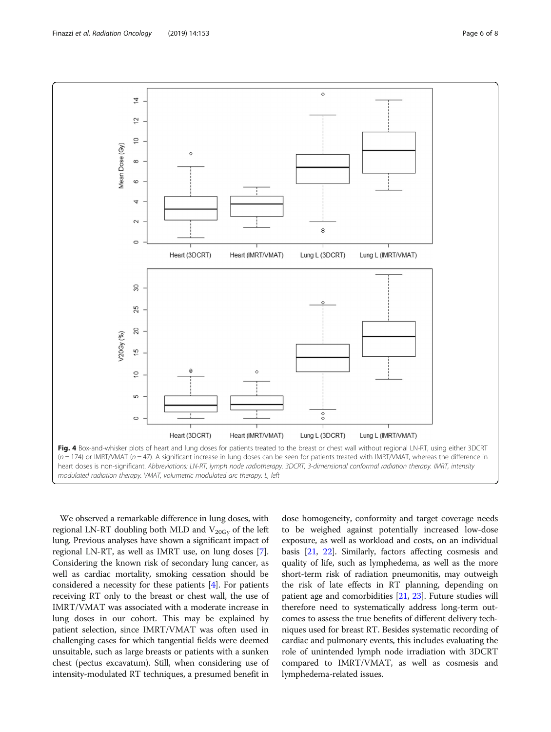**Fig. 4** Box-and-whisker plots of heart and lung doses for patients treated to the breast or chest wall without regional LN-RT, using either 3DCRT ($n = 174$) or IMRT/VMAT ($n = 47$). A significant increase in lung doses can be seen for patients treated with IMRT/VMAT, whereas the difference in heart doses is non-significant. *Abbreviations: LN-RT, lymph node radiotherapy. 3DCRT, 3-dimensional conformal radiation therapy. IMRT, intensity modulated radiation therapy. VMAT, volumetric modulated arc therapy. L, left*

We observed a remarkable difference in lung doses, with regional LN-RT doubling both MLD and $V_{20Gy}$ of the left lung. Previous analyses have shown a significant impact of regional LN-RT, as well as IMRT use, on lung doses [7]. Considering the known risk of secondary lung cancer, as well as cardiac mortality, smoking cessation should be considered a necessity for these patients [4]. For patients receiving RT only to the breast or chest wall, the use of IMRT/VMAT was associated with a moderate increase in lung doses in our cohort. This may be explained by patient selection, since IMRT/VMAT was often used in challenging cases for which tangential fields were deemed unsuitable, such as large breasts or patients with a sunken chest (pectus excavatum). Still, when considering use of intensity-modulated RT techniques, a presumed benefit in dose homogeneity, conformity and target coverage needs to be weighed against potentially increased low-dose exposure, as well as workload and costs, on an individual basis [21, 22]. Similarly, factors affecting cosmesis and quality of life, such as lymphedema, as well as the more short-term risk of radiation pneumonitis, may outweigh the risk of late effects in RT planning, depending on patient age and comorbidities [21, 23]. Future studies will therefore need to systematically address long-term outcomes to assess the true benefits of different delivery techniques used for breast RT. Besides systematic recording of cardiac and pulmonary events, this includes evaluating the role of unintended lymph node irradiation with 3DCRT compared to IMRT/VMAT, as well as cosmesis and lymphedema-related issues.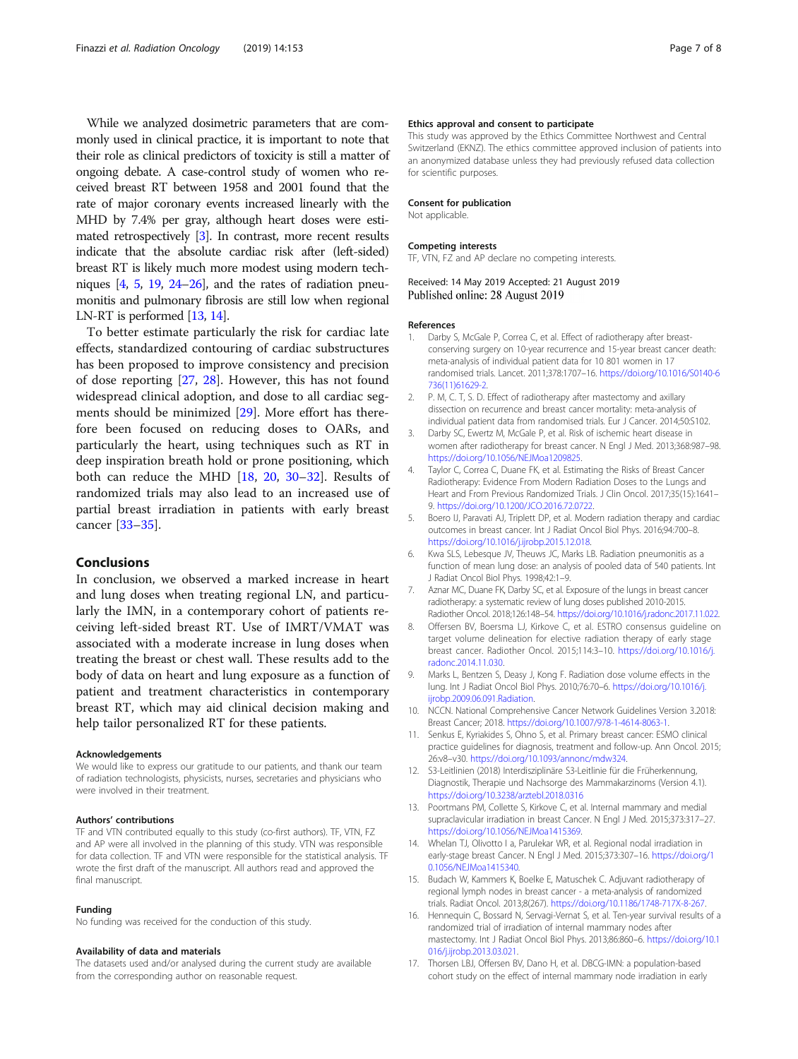While we analyzed dosimetric parameters that are commonly used in clinical practice, it is important to note that their role as clinical predictors of toxicity is still a matter of ongoing debate. A case-control study of women who received breast RT between 1958 and 2001 found that the rate of major coronary events increased linearly with the MHD by 7.4% per gray, although heart doses were estimated retrospectively [3]. In contrast, more recent results indicate that the absolute cardiac risk after (left-sided) breast RT is likely much more modest using modern techniques [4, 5, 19, 24–26], and the rates of radiation pneumonitis and pulmonary fibrosis are still low when regional LN-RT is performed [13, 14].

To better estimate particularly the risk for cardiac late effects, standardized contouring of cardiac substructures has been proposed to improve consistency and precision of dose reporting [27, 28]. However, this has not found widespread clinical adoption, and dose to all cardiac segments should be minimized [29]. More effort has therefore been focused on reducing doses to OARs, and particularly the heart, using techniques such as RT in deep inspiration breath hold or prone positioning, which both can reduce the MHD [18, 20, 30–32]. Results of randomized trials may also lead to an increased use of partial breast irradiation in patients with early breast cancer [33–35].

## Conclusions

In conclusion, we observed a marked increase in heart and lung doses when treating regional LN, and particularly the IMN, in a contemporary cohort of patients receiving left-sided breast RT. Use of IMRT/VMAT was associated with a moderate increase in lung doses when treating the breast or chest wall. These results add to the body of data on heart and lung exposure as a function of patient and treatment characteristics in contemporary breast RT, which may aid clinical decision making and help tailor personalized RT for these patients.

#### Acknowledgements

We would like to express our gratitude to our patients, and thank our team of radiation technologists, physicists, nurses, secretaries and physicians who were involved in their treatment.

#### Authors' contributions

TF and VTN contributed equally to this study (co-first authors). TF, VTN, FZ and AP were all involved in the planning of this study. VTN was responsible for data collection. TF and VTN were responsible for the statistical analysis. TF wrote the first draft of the manuscript. All authors read and approved the final manuscript.

#### Funding

No funding was received for the conduction of this study.

#### Availability of data and materials

The datasets used and/or analysed during the current study are available from the corresponding author on reasonable request.

#### Ethics approval and consent to participate

This study was approved by the Ethics Committee Northwest and Central Switzerland (EKNZ). The ethics committee approved inclusion of patients into an anonymized database unless they had previously refused data collection for scientific purposes.

#### Consent for publication

Not applicable.

#### Competing interests

TF, VTN, FZ and AP declare no competing interests.

Received: 14 May 2019 Accepted: 21 August 2019
Published online: 28 August 2019

#### References

1. Darby S, McGale P, Correa C, et al. Effect of radiotherapy after breast-conserving surgery on 10-year recurrence and 15-year breast cancer death: meta-analysis of individual patient data for 10 801 women in 17 randomised trials. Lancet. 2011;378:1707–16. https://doi.org/10.1016/S0140-6736(11)61629-2.
2. P. M, C. T, S. D. Effect of radiotherapy after mastectomy and axillary dissection on recurrence and breast cancer mortality: meta-analysis of individual patient data from randomised trials. Eur J Cancer. 2014;50:S102.
3. Darby SC, Ewertz M, McGale P, et al. Risk of ischemic heart disease in women after radiotherapy for breast cancer. N Engl J Med. 2013;368:987–98. https://doi.org/10.1056/NEJMoa1209825.
4. Taylor C, Correa C, Duane FK, et al. Estimating the Risks of Breast Cancer Radiotherapy: Evidence From Modern Radiation Doses to the Lungs and Heart and From Previous Randomized Trials. J Clin Oncol. 2017;35(15):1641–9. https://doi.org/10.1200/JCO.2016.72.0722.
5. Boero IJ, Paravati AJ, Triplett DP, et al. Modern radiation therapy and cardiac outcomes in breast cancer. Int J Radiat Oncol Biol Phys. 2016;94:700–8. https://doi.org/10.1016/j.ijrobp.2015.12.018.
6. Kwa SLS, Lebesque JV, Theuws JC, Marks LB. Radiation pneumonitis as a function of mean lung dose: an analysis of pooled data of 540 patients. Int J Radiat Oncol Biol Phys. 1998;42:1–9.
7. Aznar MC, Duane FK, Darby SC, et al. Exposure of the lungs in breast cancer radiotherapy: a systematic review of lung doses published 2010-2015. Radiother Oncol. 2018;126:148–54. https://doi.org/10.1016/j.radonc.2017.11.022.
8. Offersen BV, Boersma LJ, Kirkove C, et al. ESTRO consensus guideline on target volume delineation for elective radiation therapy of early stage breast cancer. Radiother Oncol. 2015;114:3–10. https://doi.org/10.1016/j.radonc.2014.11.030.
9. Marks L, Bentzen S, Deasy J, Kong F. Radiation dose volume effects in the lung. Int J Radiat Oncol Biol Phys. 2010;76:70–6. https://doi.org/10.1016/j.ijrobp.2009.06.091.Radiation.
10. NCCN. National Comprehensive Cancer Network Guidelines Version 3.2018: Breast Cancer; 2018. https://doi.org/10.1007/978-1-4614-8063-1.
11. Senkus E, Kyriakides S, Ohno S, et al. Primary breast cancer: ESMO clinical practice guidelines for diagnosis, treatment and follow-up. Ann Oncol. 2015;26:v8–v30. https://doi.org/10.1093/annonc/mdv324.
12. S3-Leitlinien (2018) Interdisziplinäre S3-Leitlinie für die Früherkennung, Diagnostik, Therapie und Nachsorge des Mammakarzinoms (Version 4.1). https://doi.org/10.3238/arztebl.2018.0316
13. Poortmans PM, Collette S, Kirkove C, et al. Internal mammary and medial supraclavicular irradiation in breast Cancer. N Engl J Med. 2015;373:317–27. https://doi.org/10.1056/NEJMoa1415369.
14. Whelan TJ, Olivotto I a, Parulekar WR, et al. Regional nodal irradiation in early-stage breast Cancer. N Engl J Med. 2015;373:307–16. https://doi.org/10.1056/NEJMoa1415340.
15. Budach W, Kammers K, Boelke E, Matuschek C. Adjuvant radiotherapy of regional lymph nodes in breast cancer - a meta-analysis of randomized trials. Radiat Oncol. 2013;8(267). https://doi.org/10.1186/1748-717X-8-267.
16. Hennequin C, Bossard N, Servagi-Vernat S, et al. Ten-year survival results of a randomized trial of irradiation of internal mammary nodes after mastectomy. Int J Radiat Oncol Biol Phys. 2013;86:860–6. https://doi.org/10.1016/j.ijrobp.2013.03.021.
17. Thorsen LBJ, Offersen BV, Dano H, et al. DBCG-IMN: a population-based cohort study on the effect of internal mammary node irradiation in early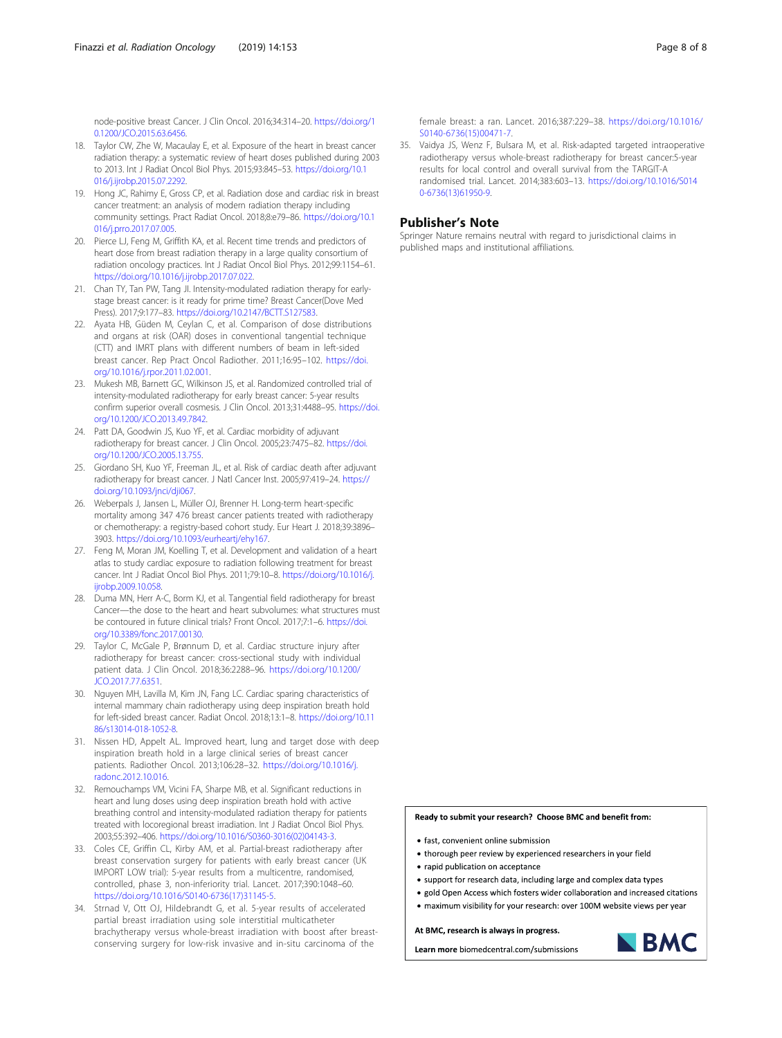node-positive breast Cancer. J Clin Oncol. 2016;34:314–20. https://doi.org/10.1200/JCO.2015.63.6456.

18. Taylor CW, Zhe W, Macaulay E, et al. Exposure of the heart in breast cancer radiation therapy: a systematic review of heart doses published during 2003 to 2013. Int J Radiat Oncol Biol Phys. 2015;93:845–53. https://doi.org/10.1016/j.ijrobp.2015.07.2292.
19. Hong JC, Rahimy E, Gross CP, et al. Radiation dose and cardiac risk in breast cancer treatment: an analysis of modern radiation therapy including community settings. Pract Radiat Oncol. 2018;8:e79–86. https://doi.org/10.1016/j.prro.2017.07.005.
20. Pierce LJ, Feng M, Griffith KA, et al. Recent time trends and predictors of heart dose from breast radiation therapy in a large quality consortium of radiation oncology practices. Int J Radiat Oncol Biol Phys. 2012;99:1154–61. https://doi.org/10.1016/j.ijrobp.2017.07.022.
21. Chan TY, Tan PW, Tang JI. Intensity-modulated radiation therapy for early-stage breast cancer: is it ready for prime time? Breast Cancer(Dove Med Press). 2017;9:177–83. https://doi.org/10.2147/BCTT.S127583.
22. Ayata HB, Güden M, Ceylan C, et al. Comparison of dose distributions and organs at risk (OAR) doses in conventional tangential technique (CTT) and IMRT plans with different numbers of beam in left-sided breast cancer. Rep Pract Oncol Radiother. 2011;16:95–102. https://doi.org/10.1016/j.rpor.2011.02.001.
23. Mukesh MB, Barnett GC, Wilkinson JS, et al. Randomized controlled trial of intensity-modulated radiotherapy for early breast cancer: 5-year results confirm superior overall cosmesis. J Clin Oncol. 2013;31:4488–95. https://doi.org/10.1200/JCO.2013.49.7842.
24. Patt DA, Goodwin JS, Kuo YF, et al. Cardiac morbidity of adjuvant radiotherapy for breast cancer. J Clin Oncol. 2005;23:7475–82. https://doi.org/10.1200/JCO.2005.13.755.
25. Giordano SH, Kuo YF, Freeman JL, et al. Risk of cardiac death after adjuvant radiotherapy for breast cancer. J Natl Cancer Inst. 2005;97:419–24. https://doi.org/10.1093/jnci/dji067.
26. Weberpals J, Jansen L, Müller OJ, Brenner H. Long-term heart-specific mortality among 347 476 breast cancer patients treated with radiotherapy or chemotherapy: a registry-based cohort study. Eur Heart J. 2018;39:3896–3903. https://doi.org/10.1093/eurheartj/ehy167.
27. Feng M, Moran JM, Koelling T, et al. Development and validation of a heart atlas to study cardiac exposure to radiation following treatment for breast cancer. Int J Radiat Oncol Biol Phys. 2011;79:10–8. https://doi.org/10.1016/j.ijrobp.2009.10.058.
28. Duma MN, Herr A-C, Borm KJ, et al. Tangential field radiotherapy for breast Cancer—the dose to the heart and heart subvolumes: what structures must be contoured in future clinical trials? Front Oncol. 2017;7:1–6. https://doi.org/10.3389/fonc.2017.00130.
29. Taylor C, McGale P, Brønnum D, et al. Cardiac structure injury after radiotherapy for breast cancer: cross-sectional study with individual patient data. J Clin Oncol. 2018;36:2288–96. https://doi.org/10.1200/JCO.2017.77.6351.
30. Nguyen MH, Lavilla M, Kim JN, Fang LC. Cardiac sparing characteristics of internal mammary chain radiotherapy using deep inspiration breath hold for left-sided breast cancer. Radiat Oncol. 2018;13:1–8. https://doi.org/10.1186/s13014-018-1052-8.
31. Nissen HD, Appelt AL. Improved heart, lung and target dose with deep inspiration breath hold in a large clinical series of breast cancer patients. Radiother Oncol. 2013;106:28–32. https://doi.org/10.1016/j.radonc.2012.10.016.
32. Remouchamps VM, Vicini FA, Sharpe MB, et al. Significant reductions in heart and lung doses using deep inspiration breath hold with active breathing control and intensity-modulated radiation therapy for patients treated with locoregional breast irradiation. Int J Radiat Oncol Biol Phys. 2003;55:392–406. https://doi.org/10.1016/S0360-3016(02)04143-3.
33. Coles CE, Griffin CL, Kirby AM, et al. Partial-breast radiotherapy after breast conservation surgery for patients with early breast cancer (UK IMPORT LOW trial): 5-year results from a multicentre, randomised, controlled, phase 3, non-inferiority trial. Lancet. 2017;390:1048–60. https://doi.org/10.1016/S0140-6736(17)31145-5.
34. Strnad V, Ott OJ, Hildebrandt G, et al. 5-year results of accelerated partial breast irradiation using sole interstitial multicatheter brachytherapy versus whole-breast irradiation with boost after breast-conserving surgery for low-risk invasive and in-situ carcinoma of the female breast: a ran. Lancet. 2016;387:229–38. https://doi.org/10.1016/S0140-6736(15)00471-7.
35. Vaidya JS, Wenz F, Bulsara M, et al. Risk-adapted targeted intraoperative radiotherapy versus whole-breast radiotherapy for breast cancer:5-year results for local control and overall survival from the TARGIT-A randomised trial. Lancet. 2014;383:603–13. https://doi.org/10.1016/S0140-6736(13)61950-9.

## Publisher's Note

Springer Nature remains neutral with regard to jurisdictional claims in published maps and institutional affiliations.